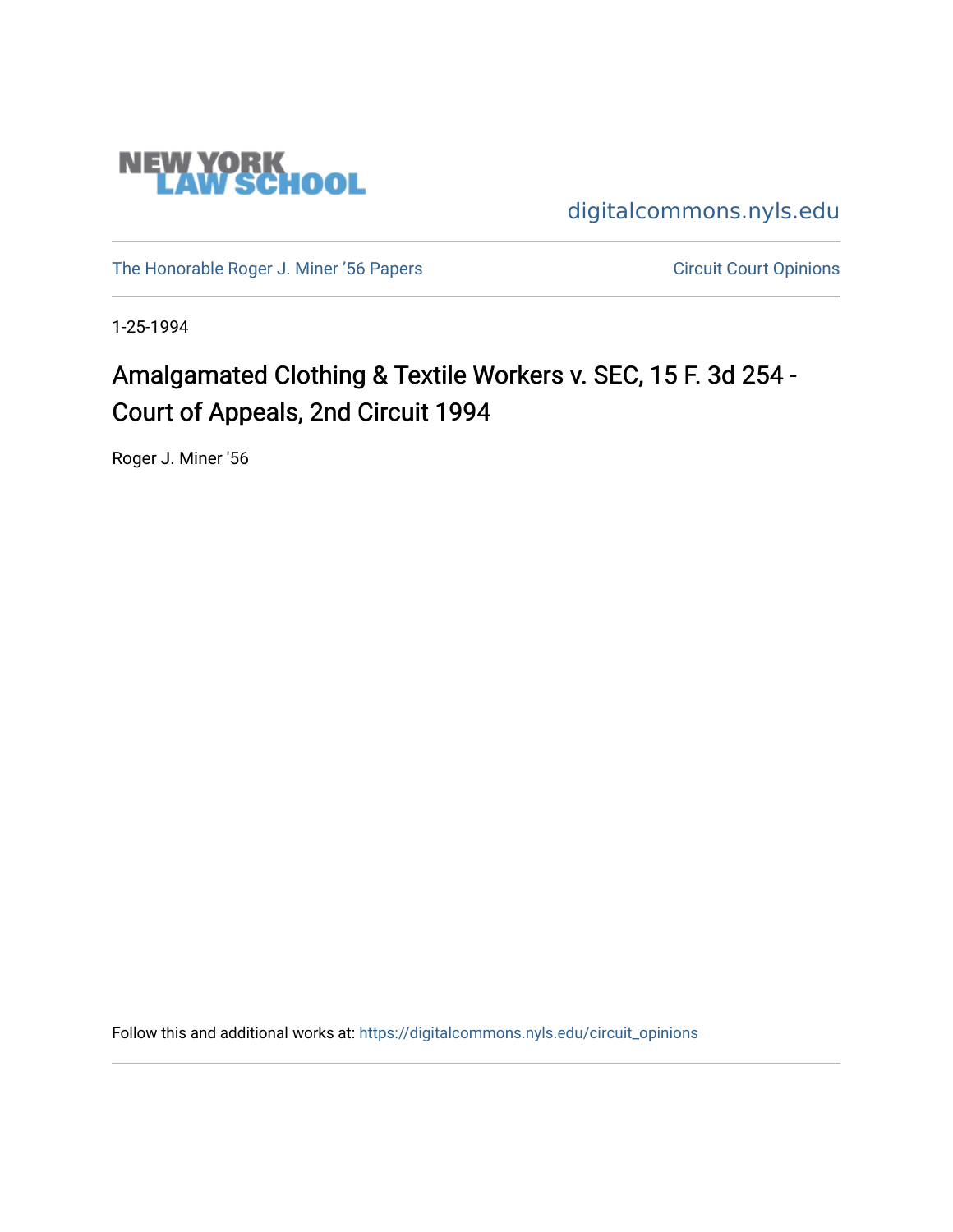NEW YORK LAW SCHOOL

digitalcommons.nyls.edu

The Honorable Roger J. Miner '56 Papers

Circuit Court Opinions

1-25-1994

# Amalgamated Clothing & Textile Workers v. SEC, 15 F. 3d 254 - Court of Appeals, 2nd Circuit 1994

Roger J. Miner '56

Follow this and additional works at: https://digitalcommons.nyls.edu/circuit_opinions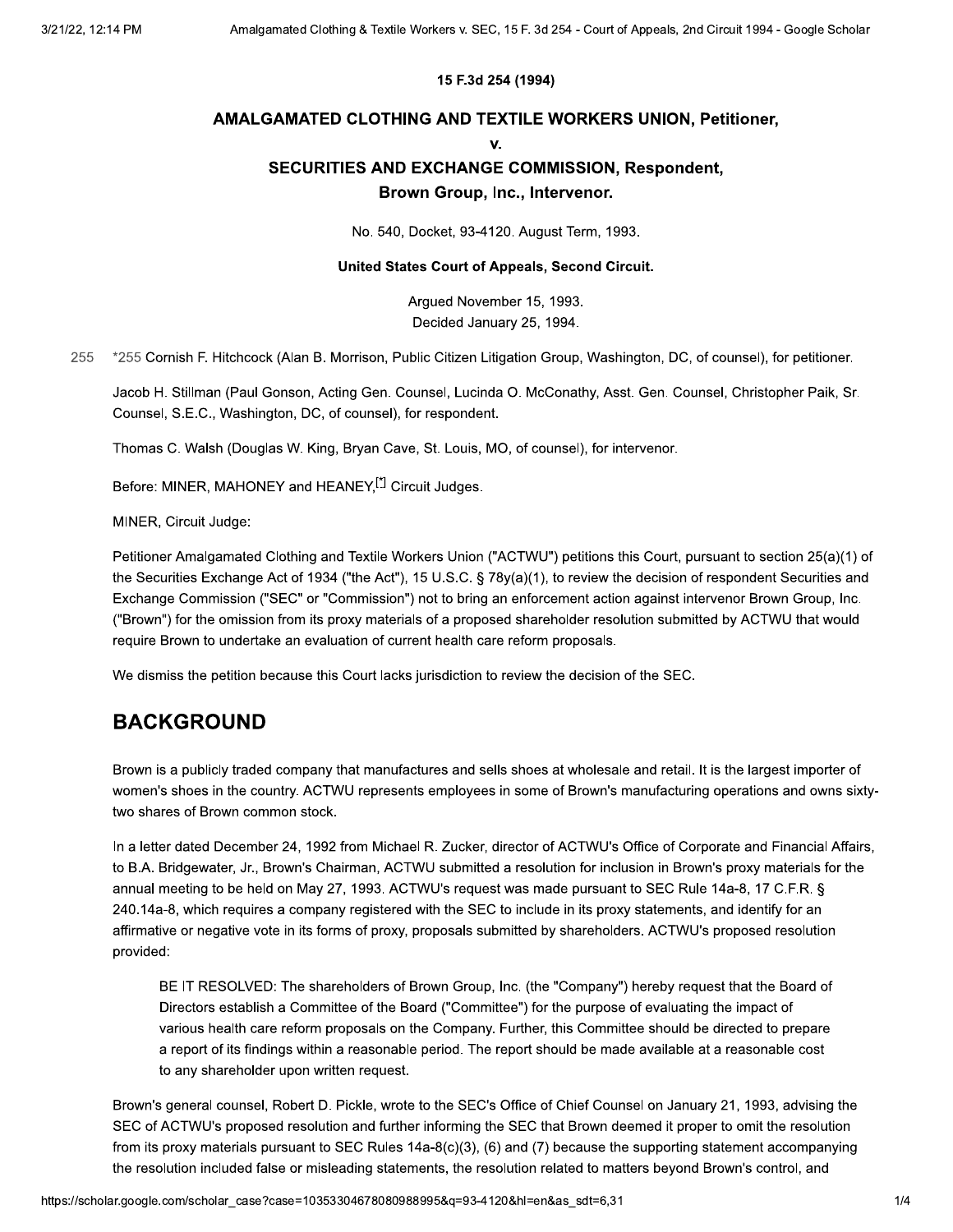15 F.3d 254 (1994)

# AMALGAMATED CLOTHING AND TEXTILE WORKERS UNION, Petitioner,

**v.**

# SECURITIES AND EXCHANGE COMMISSION, Respondent, Brown Group, Inc., Intervenor.

No. 540, Docket, 93-4120. August Term, 1993.

**United States Court of Appeals, Second Circuit.**

Argued November 15, 1993.
Decided January 25, 1994.

255 *255 Cornish F. Hitchcock (Alan B. Morrison, Public Citizen Litigation Group, Washington, DC, of counsel), for petitioner.

Jacob H. Stillman (Paul Gonson, Acting Gen. Counsel, Lucinda O. McConathy, Asst. Gen. Counsel, Christopher Paik, Sr. Counsel, S.E.C., Washington, DC, of counsel), for respondent.

Thomas C. Walsh (Douglas W. King, Bryan Cave, St. Louis, MO, of counsel), for intervenor.

Before: MINER, MAHONEY and HEANEY,[*] Circuit Judges.

MINER, Circuit Judge:

Petitioner Amalgamated Clothing and Textile Workers Union ("ACTWU") petitions this Court, pursuant to section 25(a)(1) of the Securities Exchange Act of 1934 ("the Act"), 15 U.S.C. § 78y(a)(1), to review the decision of respondent Securities and Exchange Commission ("SEC" or "Commission") not to bring an enforcement action against intervenor Brown Group, Inc. ("Brown") for the omission from its proxy materials of a proposed shareholder resolution submitted by ACTWU that would require Brown to undertake an evaluation of current health care reform proposals.

We dismiss the petition because this Court lacks jurisdiction to review the decision of the SEC.

## BACKGROUND

Brown is a publicly traded company that manufactures and sells shoes at wholesale and retail. It is the largest importer of women's shoes in the country. ACTWU represents employees in some of Brown's manufacturing operations and owns sixty-two shares of Brown common stock.

In a letter dated December 24, 1992 from Michael R. Zucker, director of ACTWU's Office of Corporate and Financial Affairs, to B.A. Bridgewater, Jr., Brown's Chairman, ACTWU submitted a resolution for inclusion in Brown's proxy materials for the annual meeting to be held on May 27, 1993. ACTWU's request was made pursuant to SEC Rule 14a-8, 17 C.F.R. § 240.14a-8, which requires a company registered with the SEC to include in its proxy statements, and identify for an affirmative or negative vote in its forms of proxy, proposals submitted by shareholders. ACTWU's proposed resolution provided:

> BE IT RESOLVED: The shareholders of Brown Group, Inc. (the "Company") hereby request that the Board of Directors establish a Committee of the Board ("Committee") for the purpose of evaluating the impact of various health care reform proposals on the Company. Further, this Committee should be directed to prepare a report of its findings within a reasonable period. The report should be made available at a reasonable cost to any shareholder upon written request.

Brown's general counsel, Robert D. Pickle, wrote to the SEC's Office of Chief Counsel on January 21, 1993, advising the SEC of ACTWU's proposed resolution and further informing the SEC that Brown deemed it proper to omit the resolution from its proxy materials pursuant to SEC Rules 14a-8(c)(3), (6) and (7) because the supporting statement accompanying the resolution included false or misleading statements, the resolution related to matters beyond Brown's control, and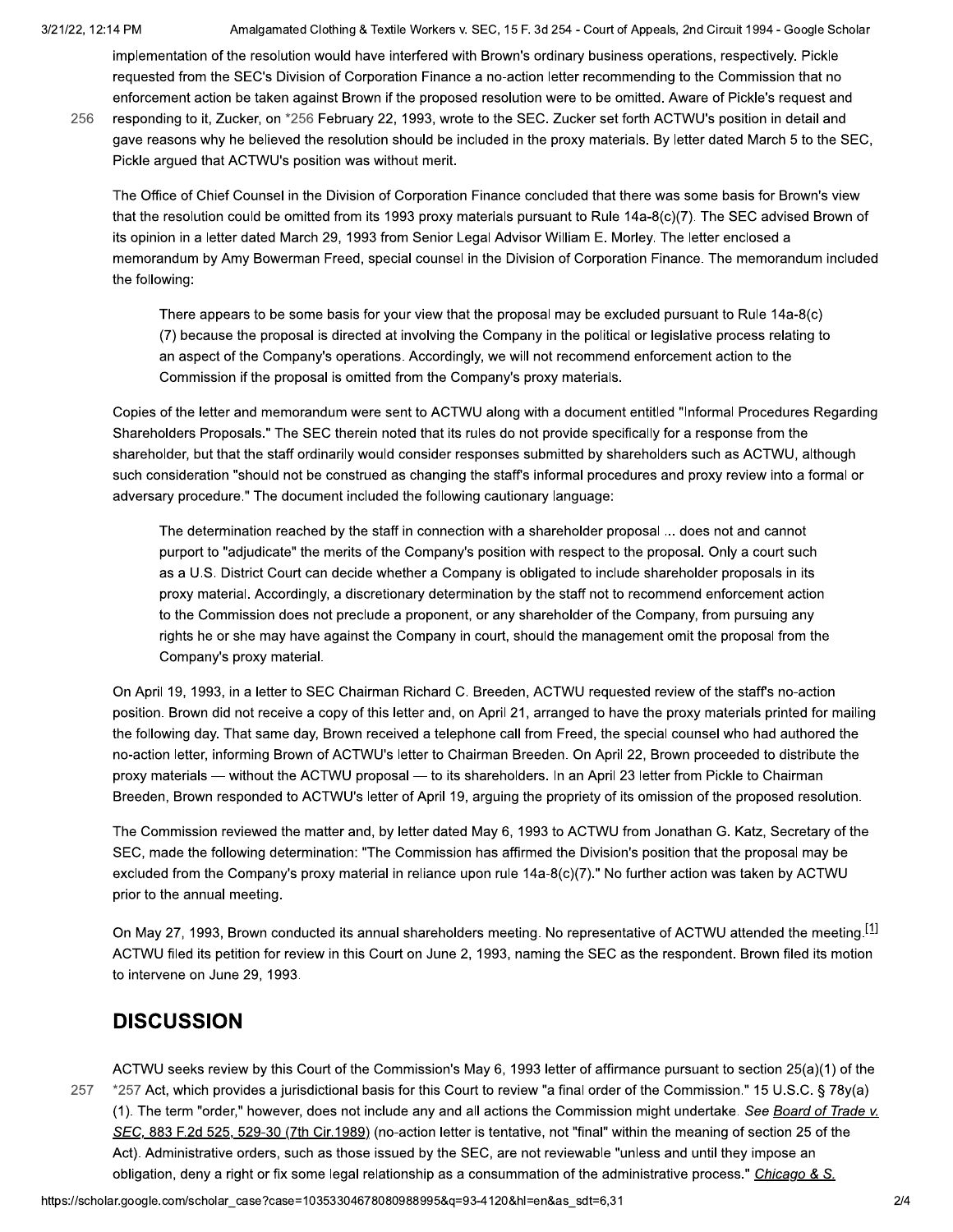implementation of the resolution would have interfered with Brown's ordinary business operations, respectively. Pickle requested from the SEC's Division of Corporation Finance a no-action letter recommending to the Commission that no enforcement action be taken against Brown if the proposed resolution were to be omitted. Aware of Pickle's request and responding to it, Zucker, on *256 February 22, 1993, wrote to the SEC. Zucker set forth ACTWU's position in detail and gave reasons why he believed the resolution should be included in the proxy materials. By letter dated March 5 to the SEC, Pickle argued that ACTWU's position was without merit.

The Office of Chief Counsel in the Division of Corporation Finance concluded that there was some basis for Brown's view that the resolution could be omitted from its 1993 proxy materials pursuant to Rule 14a-8(c)(7). The SEC advised Brown of its opinion in a letter dated March 29, 1993 from Senior Legal Advisor William E. Morley. The letter enclosed a memorandum by Amy Bowerman Freed, special counsel in the Division of Corporation Finance. The memorandum included the following:

> There appears to be some basis for your view that the proposal may be excluded pursuant to Rule 14a-8(c)(7) because the proposal is directed at involving the Company in the political or legislative process relating to an aspect of the Company's operations. Accordingly, we will not recommend enforcement action to the Commission if the proposal is omitted from the Company's proxy materials.

Copies of the letter and memorandum were sent to ACTWU along with a document entitled "Informal Procedures Regarding Shareholders Proposals." The SEC therein noted that its rules do not provide specifically for a response from the shareholder, but that the staff ordinarily would consider responses submitted by shareholders such as ACTWU, although such consideration "should not be construed as changing the staff's informal procedures and proxy review into a formal or adversary procedure." The document included the following cautionary language:

> The determination reached by the staff in connection with a shareholder proposal ... does not and cannot purport to "adjudicate" the merits of the Company's position with respect to the proposal. Only a court such as a U.S. District Court can decide whether a Company is obligated to include shareholder proposals in its proxy material. Accordingly, a discretionary determination by the staff not to recommend enforcement action to the Commission does not preclude a proponent, or any shareholder of the Company, from pursuing any rights he or she may have against the Company in court, should the management omit the proposal from the Company's proxy material.

On April 19, 1993, in a letter to SEC Chairman Richard C. Breeden, ACTWU requested review of the staff's no-action position. Brown did not receive a copy of this letter and, on April 21, arranged to have the proxy materials printed for mailing the following day. That same day, Brown received a telephone call from Freed, the special counsel who had authored the no-action letter, informing Brown of ACTWU's letter to Chairman Breeden. On April 22, Brown proceeded to distribute the proxy materials — without the ACTWU proposal — to its shareholders. In an April 23 letter from Pickle to Chairman Breeden, Brown responded to ACTWU's letter of April 19, arguing the propriety of its omission of the proposed resolution.

The Commission reviewed the matter and, by letter dated May 6, 1993 to ACTWU from Jonathan G. Katz, Secretary of the SEC, made the following determination: "The Commission has affirmed the Division's position that the proposal may be excluded from the Company's proxy material in reliance upon rule 14a-8(c)(7)." No further action was taken by ACTWU prior to the annual meeting.

On May 27, 1993, Brown conducted its annual shareholders meeting. No representative of ACTWU attended the meeting.[1] ACTWU filed its petition for review in this Court on June 2, 1993, naming the SEC as the respondent. Brown filed its motion to intervene on June 29, 1993.

## DISCUSSION

ACTWU seeks review by this Court of the Commission's May 6, 1993 letter of affirmance pursuant to section 25(a)(1) of the *257 Act, which provides a jurisdictional basis for this Court to review "a final order of the Commission." 15 U.S.C. § 78y(a)(1). The term "order," however, does not include any and all actions the Commission might undertake. *See* Board of Trade v. SEC, 883 F.2d 525, 529-30 (7th Cir.1989) (no-action letter is tentative, not "final" within the meaning of section 25 of the Act). Administrative orders, such as those issued by the SEC, are not reviewable "unless and until they impose an obligation, deny a right or fix some legal relationship as a consummation of the administrative process." *Chicago & S.*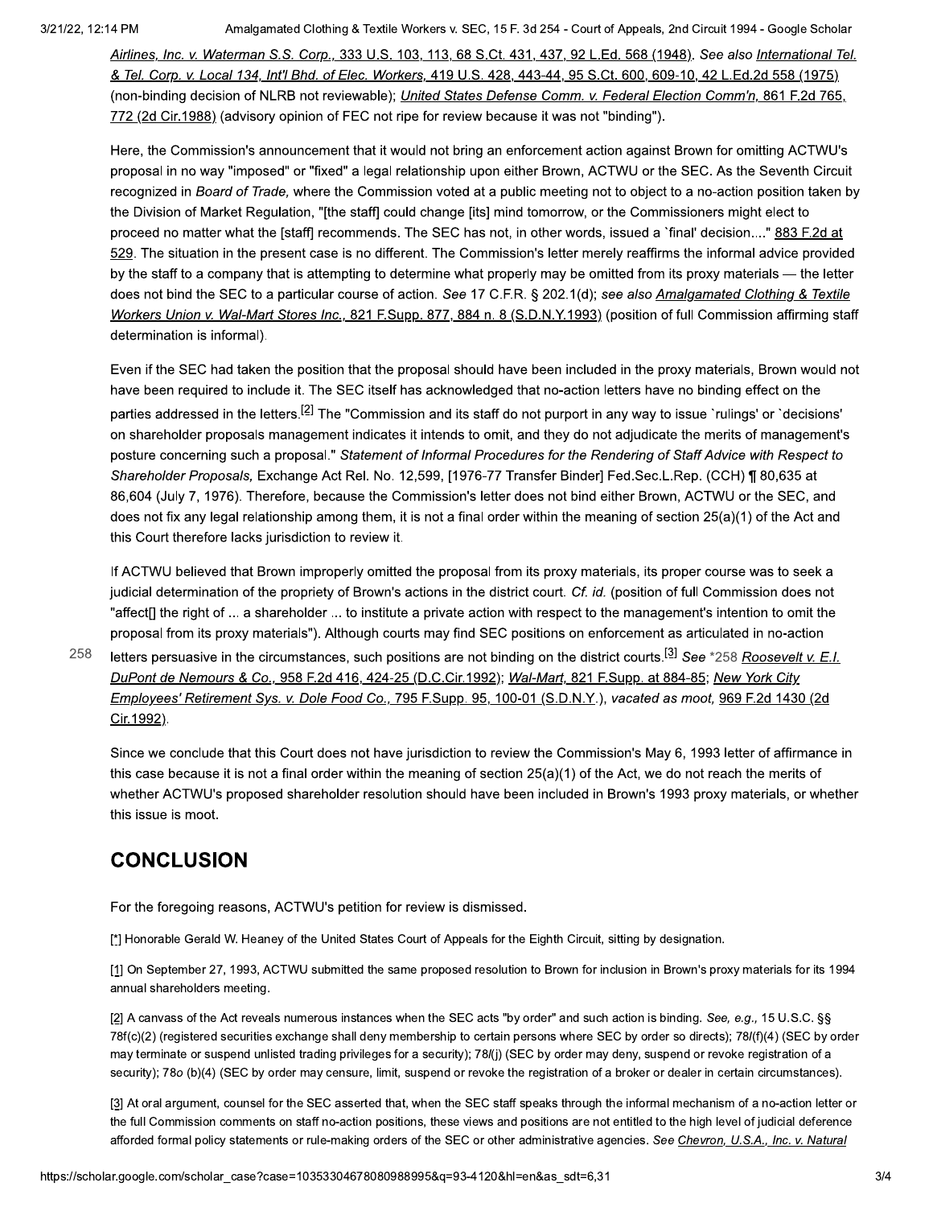Airlines, Inc. v. Waterman S.S. Corp., 333 U.S. 103, 113, 68 S.Ct. 431, 437, 92 L.Ed. 568 (1948). *See also* International Tel. & Tel. Corp. v. Local 134, Int'l Bhd. of Elec. Workers, 419 U.S. 428, 443-44, 95 S.Ct. 600, 609-10, 42 L.Ed.2d 558 (1975) (non-binding decision of NLRB not reviewable); *United States Defense Comm. v. Federal Election Comm'n,* 861 F.2d 765, 772 (2d Cir.1988) (advisory opinion of FEC not ripe for review because it was not "binding").

Here, the Commission's announcement that it would not bring an enforcement action against Brown for omitting ACTWU's proposal in no way "imposed" or "fixed" a legal relationship upon either Brown, ACTWU or the SEC. As the Seventh Circuit recognized in *Board of Trade,* where the Commission voted at a public meeting not to object to a no-action position taken by the Division of Market Regulation, "[the staff] could change [its] mind tomorrow, or the Commissioners might elect to proceed no matter what the [staff] recommends. The SEC has not, in other words, issued a `final' decision...." 883 F.2d at 529. The situation in the present case is no different. The Commission's letter merely reaffirms the informal advice provided by the staff to a company that is attempting to determine what properly may be omitted from its proxy materials — the letter does not bind the SEC to a particular course of action. *See* 17 C.F.R. § 202.1(d); *see also Amalgamated Clothing & Textile Workers Union v. Wal-Mart Stores Inc.,* 821 F.Supp. 877, 884 n. 8 (S.D.N.Y.1993) (position of full Commission affirming staff determination is informal).

Even if the SEC had taken the position that the proposal should have been included in the proxy materials, Brown would not have been required to include it. The SEC itself has acknowledged that no-action letters have no binding effect on the parties addressed in the letters.[2] The "Commission and its staff do not purport in any way to issue `rulings' or `decisions' on shareholder proposals management indicates it intends to omit, and they do not adjudicate the merits of management's posture concerning such a proposal." *Statement of Informal Procedures for the Rendering of Staff Advice with Respect to Shareholder Proposals,* Exchange Act Rel. No. 12,599, [1976-77 Transfer Binder] Fed.Sec.L.Rep. (CCH) ¶ 80,635 at 86,604 (July 7, 1976). Therefore, because the Commission's letter does not bind either Brown, ACTWU or the SEC, and does not fix any legal relationship among them, it is not a final order within the meaning of section 25(a)(1) of the Act and this Court therefore lacks jurisdiction to review it.

If ACTWU believed that Brown improperly omitted the proposal from its proxy materials, its proper course was to seek a judicial determination of the propriety of Brown's actions in the district court. *Cf. id.* (position of full Commission does not "affect[] the right of ... a shareholder ... to institute a private action with respect to the management's intention to omit the proposal from its proxy materials"). Although courts may find SEC positions on enforcement as articulated in no-action letters persuasive in the circumstances, such positions are not binding on the district courts.[3] *See* *258 *Roosevelt v. E.I. DuPont de Nemours & Co.,* 958 F.2d 416, 424-25 (D.C.Cir.1992); *Wal-Mart,* 821 F.Supp. at 884-85; *New York City Employees' Retirement Sys. v. Dole Food Co.,* 795 F.Supp. 95, 100-01 (S.D.N.Y.), *vacated as moot,* 969 F.2d 1430 (2d Cir.1992).

Since we conclude that this Court does not have jurisdiction to review the Commission's May 6, 1993 letter of affirmance in this case because it is not a final order within the meaning of section 25(a)(1) of the Act, we do not reach the merits of whether ACTWU's proposed shareholder resolution should have been included in Brown's 1993 proxy materials, or whether this issue is moot.

## CONCLUSION

For the foregoing reasons, ACTWU's petition for review is dismissed.

[*] Honorable Gerald W. Heaney of the United States Court of Appeals for the Eighth Circuit, sitting by designation.

[1] On September 27, 1993, ACTWU submitted the same proposed resolution to Brown for inclusion in Brown's proxy materials for its 1994 annual shareholders meeting.

[2] A canvass of the Act reveals numerous instances when the SEC acts "by order" and such action is binding. *See, e.g.,* 15 U.S.C. §§ 78f(c)(2) (registered securities exchange shall deny membership to certain persons where SEC by order so directs); 78*l*(f)(4) (SEC by order may terminate or suspend unlisted trading privileges for a security); 78*l*(j) (SEC by order may deny, suspend or revoke registration of a security); 78*o* (b)(4) (SEC by order may censure, limit, suspend or revoke the registration of a broker or dealer in certain circumstances).

[3] At oral argument, counsel for the SEC asserted that, when the SEC staff speaks through the informal mechanism of a no-action letter or the full Commission comments on staff no-action positions, these views and positions are not entitled to the high level of judicial deference afforded formal policy statements or rule-making orders of the SEC or other administrative agencies. *See* Chevron, U.S.A., Inc. v. Natural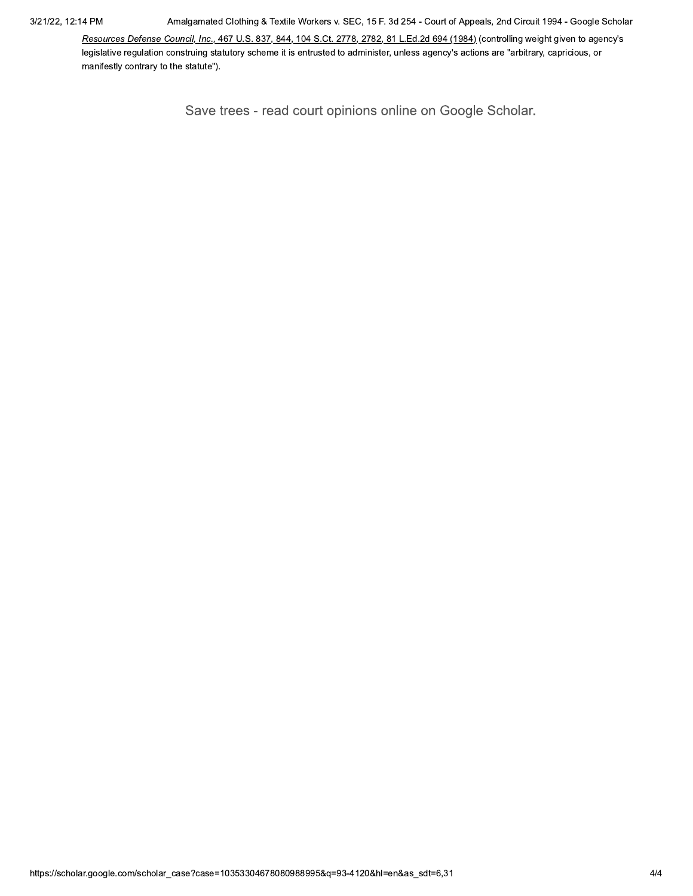*Resources Defense Council, Inc.*, 467 U.S. 837, 844, 104 S.Ct. 2778, 2782, 81 L.Ed.2d 694 (1984) (controlling weight given to agency's legislative regulation construing statutory scheme it is entrusted to administer, unless agency's actions are "arbitrary, capricious, or manifestly contrary to the statute").

Save trees - read court opinions online on Google Scholar.